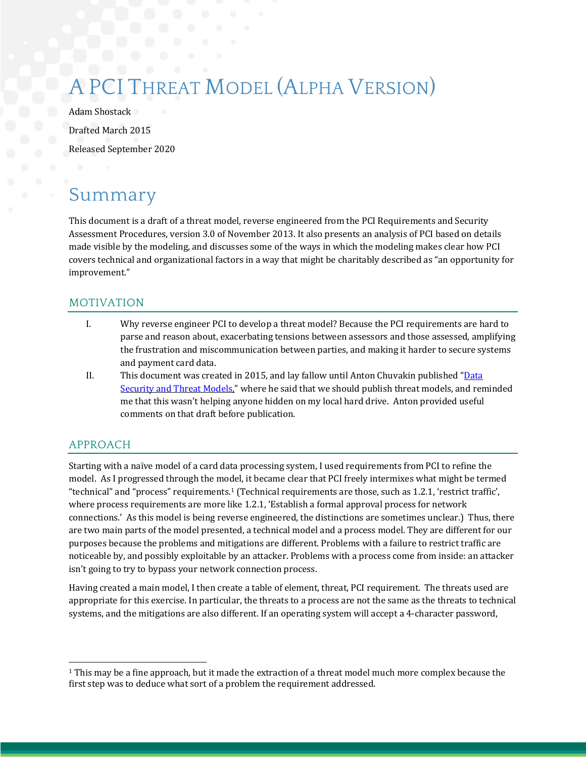# A PCI Threat Model (Alpha Version)

Adam Shostack

Drafted March 2015

Released September 2020

# Summary

This document is a draft of a threat model, reverse engineered from the PCI Requirements and Security Assessment Procedures, version 3.0 of November 2013. It also presents an analysis of PCI based on details made visible by the modeling, and discusses some of the ways in which the modeling makes clear how PCI covers technical and organizational factors in a way that might be charitably described as "an opportunity for improvement."

## MOTIVATION

I. Why reverse engineer PCI to develop a threat model? Because the PCI requirements are hard to parse and reason about, exacerbating tensions between assessors and those assessed, amplifying the frustration and miscommunication between parties, and making it harder to secure systems and payment card data.

II. This document was created in 2015, and lay fallow until Anton Chuvakin published "Data Security and Threat Models," where he said that we should publish threat models, and reminded me that this wasn't helping anyone hidden on my local hard drive. Anton provided useful comments on that draft before publication.

## APPROACH

Starting with a naïve model of a card data processing system, I used requirements from PCI to refine the model. As I progressed through the model, it became clear that PCI freely intermixes what might be termed "technical" and "process" requirements.[1] (Technical requirements are those, such as 1.2.1, 'restrict traffic', where process requirements are more like 1.2.1, 'Establish a formal approval process for network connections.' As this model is being reverse engineered, the distinctions are sometimes unclear.) Thus, there are two main parts of the model presented, a technical model and a process model. They are different for our purposes because the problems and mitigations are different. Problems with a failure to restrict traffic are noticeable by, and possibly exploitable by an attacker. Problems with a process come from inside: an attacker isn't going to try to bypass your network connection process.

Having created a main model, I then create a table of element, threat, PCI requirement. The threats used are appropriate for this exercise. In particular, the threats to a process are not the same as the threats to technical systems, and the mitigations are also different. If an operating system will accept a 4-character password,

[1] This may be a fine approach, but it made the extraction of a threat model much more complex because the first step was to deduce what sort of a problem the requirement addressed.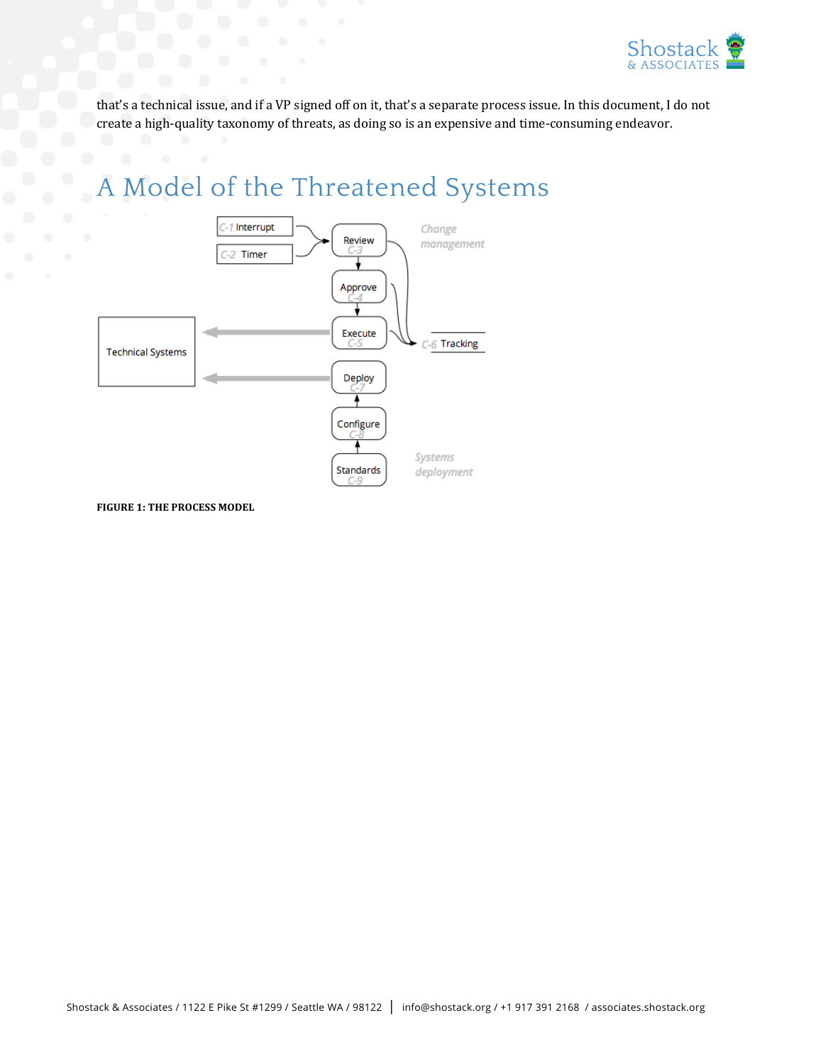that's a technical issue, and if a VP signed off on it, that's a separate process issue. In this document, I do not create a high-quality taxonomy of threats, as doing so is an expensive and time-consuming endeavor.

# A Model of the Threatened Systems

FIGURE 1: THE PROCESS MODEL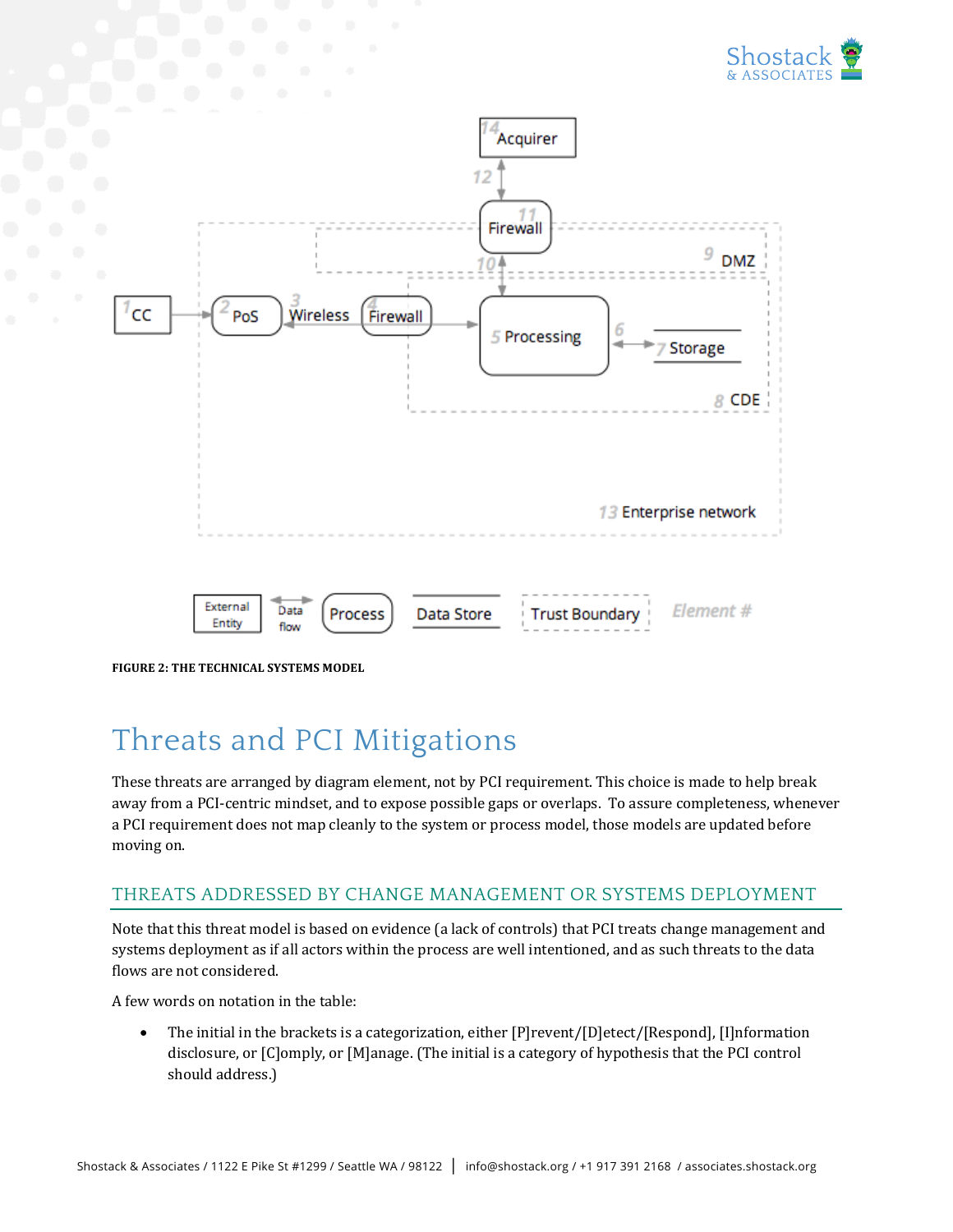**FIGURE 2: THE TECHNICAL SYSTEMS MODEL**

# Threats and PCI Mitigations

These threats are arranged by diagram element, not by PCI requirement. This choice is made to help break away from a PCI-centric mindset, and to expose possible gaps or overlaps. To assure completeness, whenever a PCI requirement does not map cleanly to the system or process model, those models are updated before moving on.

## THREATS ADDRESSED BY CHANGE MANAGEMENT OR SYSTEMS DEPLOYMENT

Note that this threat model is based on evidence (a lack of controls) that PCI treats change management and systems deployment as if all actors within the process are well intentioned, and as such threats to the data flows are not considered.

A few words on notation in the table:

- The initial in the brackets is a categorization, either [P]revent/[D]etect/[Respond], [I]nformation disclosure, or [C]omply, or [M]anage. (The initial is a category of hypothesis that the PCI control should address.)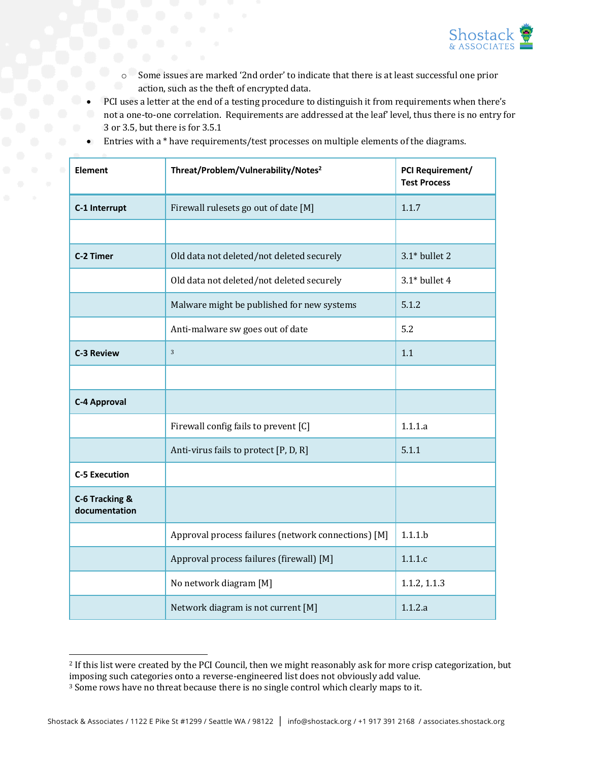- Some issues are marked '2nd order' to indicate that there is at least successful one prior action, such as the theft of encrypted data.
- PCI uses a letter at the end of a testing procedure to distinguish it from requirements when there's not a one-to-one correlation. Requirements are addressed at the leaf' level, thus there is no entry for 3 or 3.5, but there is for 3.5.1
- Entries with a * have requirements/test processes on multiple elements of the diagrams.

| Element | Threat/Problem/Vulnerability/Notes[2] | PCI Requirement/ Test Process |
|---|---|---|
| **C-1 Interrupt** | Firewall rulesets go out of date [M] | 1.1.7 |
| | | |
| **C-2 Timer** | Old data not deleted/not deleted securely | 3.1* bullet 2 |
| | Old data not deleted/not deleted securely | 3.1* bullet 4 |
| | Malware might be published for new systems | 5.1.2 |
| | Anti-malware sw goes out of date | 5.2 |
| **C-3 Review** | [3] | 1.1 |
| | | |
| **C-4 Approval** | | |
| | Firewall config fails to prevent [C] | 1.1.1.a |
| | Anti-virus fails to protect [P, D, R] | 5.1.1 |
| **C-5 Execution** | | |
| **C-6 Tracking & documentation** | | |
| | Approval process failures (network connections) [M] | 1.1.1.b |
| | Approval process failures (firewall) [M] | 1.1.1.c |
| | No network diagram [M] | 1.1.2, 1.1.3 |
| | Network diagram is not current [M] | 1.1.2.a |

---

[2] If this list were created by the PCI Council, then we might reasonably ask for more crisp categorization, but imposing such categories onto a reverse-engineered list does not obviously add value.

[3] Some rows have no threat because there is no single control which clearly maps to it.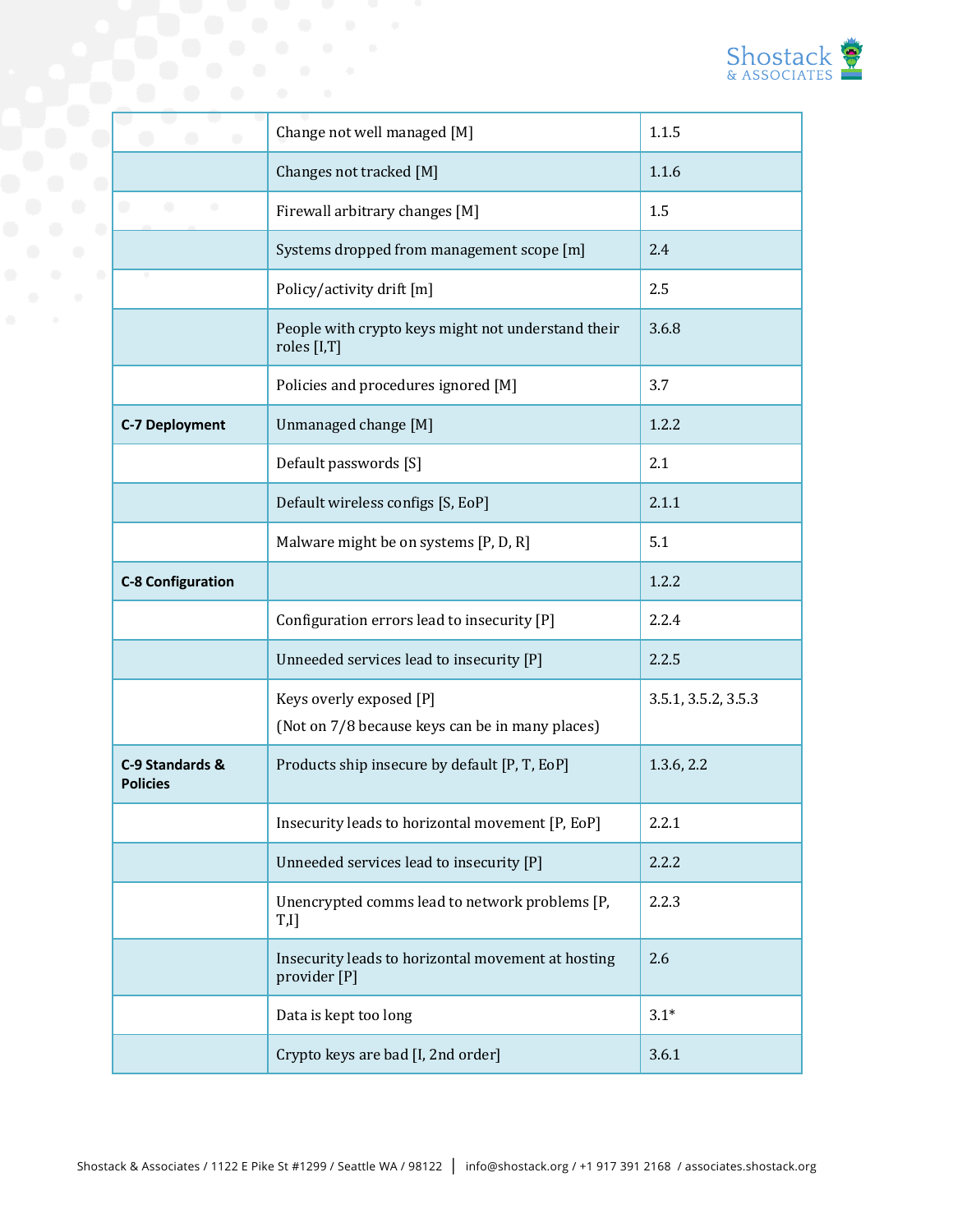| | | |
|---|---|---|
| | Change not well managed [M] | 1.1.5 |
| | Changes not tracked [M] | 1.1.6 |
| | Firewall arbitrary changes [M] | 1.5 |
| | Systems dropped from management scope [m] | 2.4 |
| | Policy/activity drift [m] | 2.5 |
| | People with crypto keys might not understand their roles [I,T] | 3.6.8 |
| | Policies and procedures ignored [M] | 3.7 |
| **C-7 Deployment** | Unmanaged change [M] | 1.2.2 |
| | Default passwords [S] | 2.1 |
| | Default wireless configs [S, EoP] | 2.1.1 |
| | Malware might be on systems [P, D, R] | 5.1 |
| **C-8 Configuration** | | 1.2.2 |
| | Configuration errors lead to insecurity [P] | 2.2.4 |
| | Unneeded services lead to insecurity [P] | 2.2.5 |
| | Keys overly exposed [P]<br>(Not on 7/8 because keys can be in many places) | 3.5.1, 3.5.2, 3.5.3 |
| **C-9 Standards & Policies** | Products ship insecure by default [P, T, EoP] | 1.3.6, 2.2 |
| | Insecurity leads to horizontal movement [P, EoP] | 2.2.1 |
| | Unneeded services lead to insecurity [P] | 2.2.2 |
| | Unencrypted comms lead to network problems [P, T,I] | 2.2.3 |
| | Insecurity leads to horizontal movement at hosting provider [P] | 2.6 |
| | Data is kept too long | 3.1* |
| | Crypto keys are bad [I, 2nd order] | 3.6.1 |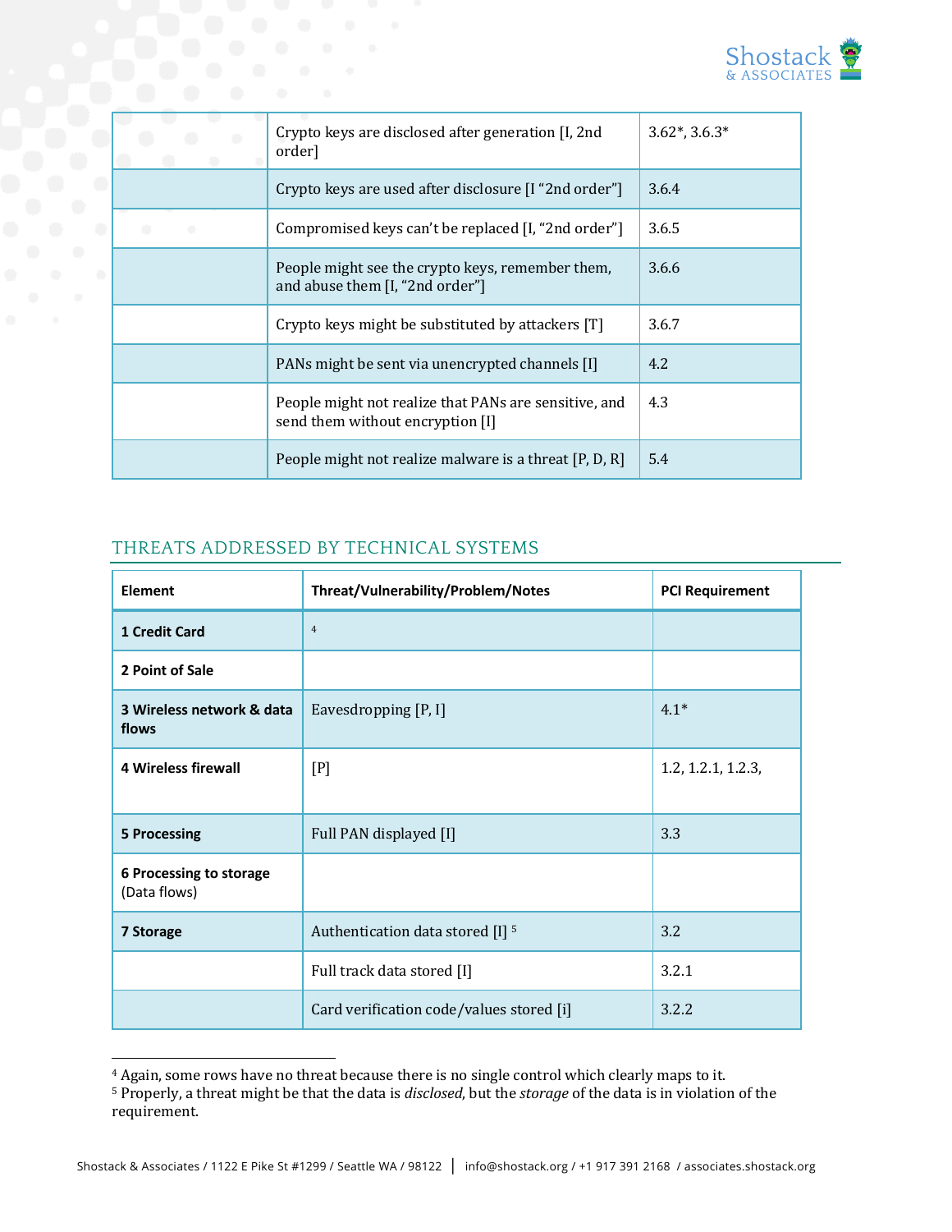|  | Crypto keys are disclosed after generation [I, 2nd order] | 3.62*, 3.6.3* |
|---|---|---|
|  | Crypto keys are used after disclosure [I "2nd order"] | 3.6.4 |
|  | Compromised keys can't be replaced [I, "2nd order"] | 3.6.5 |
|  | People might see the crypto keys, remember them, and abuse them [I, "2nd order"] | 3.6.6 |
|  | Crypto keys might be substituted by attackers [T] | 3.6.7 |
|  | PANs might be sent via unencrypted channels [I] | 4.2 |
|  | People might not realize that PANs are sensitive, and send them without encryption [I] | 4.3 |
|  | People might not realize malware is a threat [P, D, R] | 5.4 |

## THREATS ADDRESSED BY TECHNICAL SYSTEMS

| Element | Threat/Vulnerability/Problem/Notes | PCI Requirement |
|---|---|---|
| **1 Credit Card** | [4] |  |
| **2 Point of Sale** |  |  |
| **3 Wireless network & data flows** | Eavesdropping [P, I] | 4.1* |
| **4 Wireless firewall** | [P] | 1.2, 1.2.1, 1.2.3, |
| **5 Processing** | Full PAN displayed [I] | 3.3 |
| **6 Processing to storage** (Data flows) |  |  |
| **7 Storage** | Authentication data stored [I] [5] | 3.2 |
|  | Full track data stored [I] | 3.2.1 |
|  | Card verification code/values stored [i] | 3.2.2 |

[4] Again, some rows have no threat because there is no single control which clearly maps to it.

[5] Properly, a threat might be that the data is *disclosed*, but the *storage* of the data is in violation of the requirement.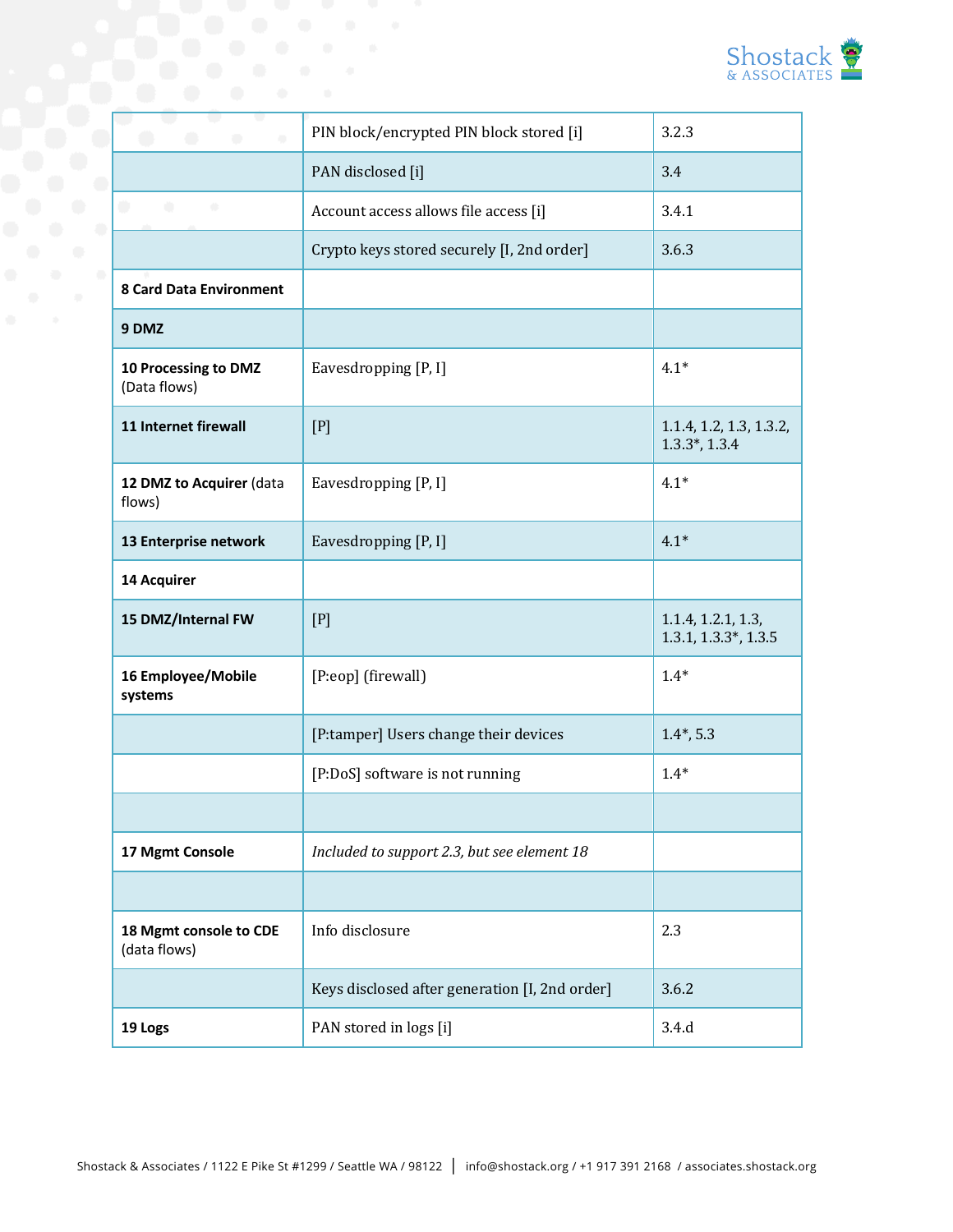| | | |
|---|---|---|
| | PIN block/encrypted PIN block stored [i] | 3.2.3 |
| | PAN disclosed [i] | 3.4 |
| | Account access allows file access [i] | 3.4.1 |
| | Crypto keys stored securely [I, 2nd order] | 3.6.3 |
| **8 Card Data Environment** | | |
| **9 DMZ** | | |
| **10 Processing to DMZ** (Data flows) | Eavesdropping [P, I] | 4.1* |
| **11 Internet firewall** | [P] | 1.1.4, 1.2, 1.3, 1.3.2, 1.3.3*, 1.3.4 |
| **12 DMZ to Acquirer** (data flows) | Eavesdropping [P, I] | 4.1* |
| **13 Enterprise network** | Eavesdropping [P, I] | 4.1* |
| **14 Acquirer** | | |
| **15 DMZ/Internal FW** | [P] | 1.1.4, 1.2.1, 1.3, 1.3.1, 1.3.3*, 1.3.5 |
| **16 Employee/Mobile systems** | [P:eop] (firewall) | 1.4* |
| | [P:tamper] Users change their devices | 1.4*, 5.3 |
| | [P:DoS] software is not running | 1.4* |
| | | |
| **17 Mgmt Console** | *Included to support 2.3, but see element 18* | |
| | | |
| **18 Mgmt console to CDE** (data flows) | Info disclosure | 2.3 |
| | Keys disclosed after generation [I, 2nd order] | 3.6.2 |
| **19 Logs** | PAN stored in logs [i] | 3.4.d |